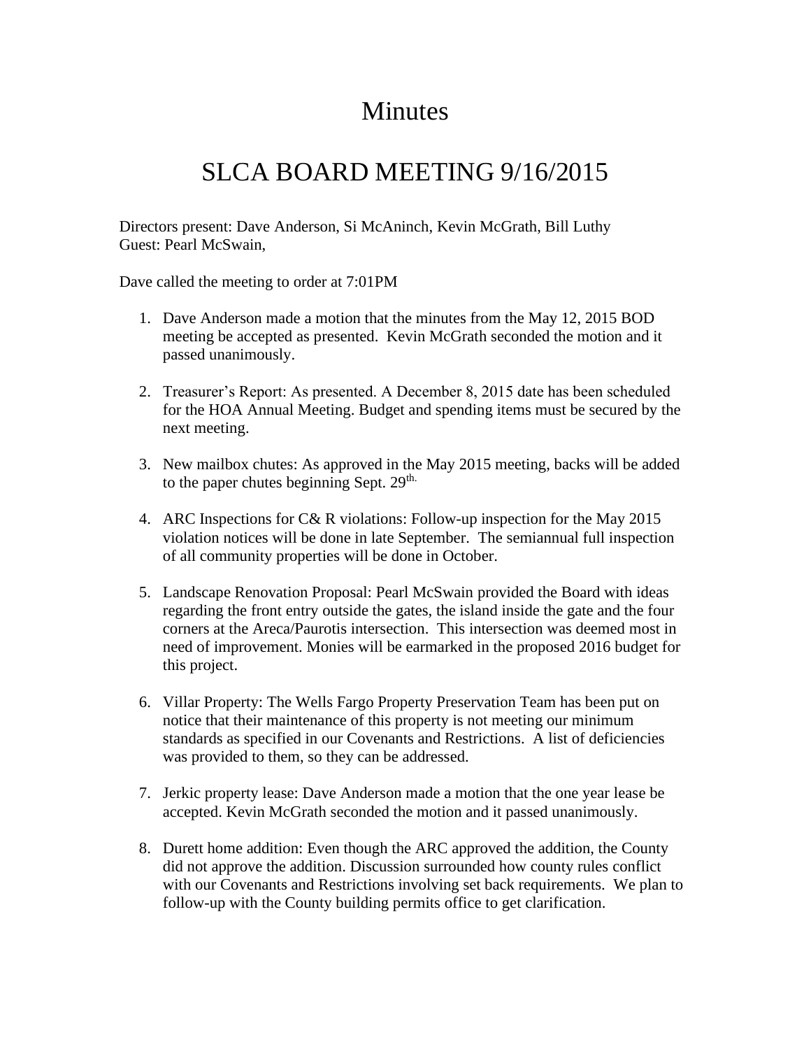# Minutes

# SLCA BOARD MEETING 9/16/2015

Directors present: Dave Anderson, Si McAninch, Kevin McGrath, Bill Luthy
Guest: Pearl McSwain,

Dave called the meeting to order at 7:01PM

1. Dave Anderson made a motion that the minutes from the May 12, 2015 BOD meeting be accepted as presented. Kevin McGrath seconded the motion and it passed unanimously.

2. Treasurer's Report: As presented. A December 8, 2015 date has been scheduled for the HOA Annual Meeting. Budget and spending items must be secured by the next meeting.

3. New mailbox chutes: As approved in the May 2015 meeting, backs will be added to the paper chutes beginning Sept. 29th.

4. ARC Inspections for C& R violations: Follow-up inspection for the May 2015 violation notices will be done in late September. The semiannual full inspection of all community properties will be done in October.

5. Landscape Renovation Proposal: Pearl McSwain provided the Board with ideas regarding the front entry outside the gates, the island inside the gate and the four corners at the Areca/Paurotis intersection. This intersection was deemed most in need of improvement. Monies will be earmarked in the proposed 2016 budget for this project.

6. Villar Property: The Wells Fargo Property Preservation Team has been put on notice that their maintenance of this property is not meeting our minimum standards as specified in our Covenants and Restrictions. A list of deficiencies was provided to them, so they can be addressed.

7. Jerkic property lease: Dave Anderson made a motion that the one year lease be accepted. Kevin McGrath seconded the motion and it passed unanimously.

8. Durett home addition: Even though the ARC approved the addition, the County did not approve the addition. Discussion surrounded how county rules conflict with our Covenants and Restrictions involving set back requirements. We plan to follow-up with the County building permits office to get clarification.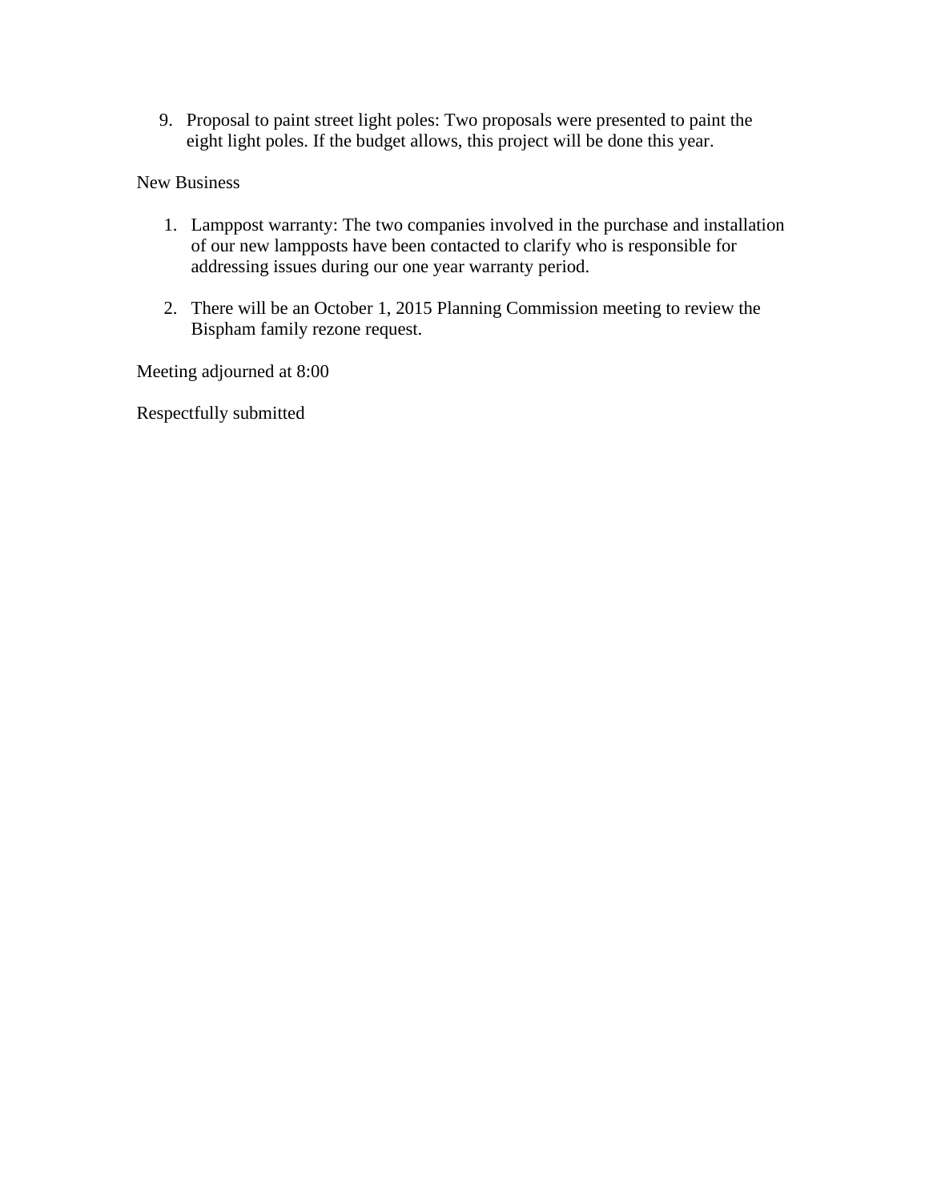9. Proposal to paint street light poles: Two proposals were presented to paint the eight light poles. If the budget allows, this project will be done this year.

New Business

1. Lamppost warranty: The two companies involved in the purchase and installation of our new lampposts have been contacted to clarify who is responsible for addressing issues during our one year warranty period.

2. There will be an October 1, 2015 Planning Commission meeting to review the Bispham family rezone request.

Meeting adjourned at 8:00

Respectfully submitted